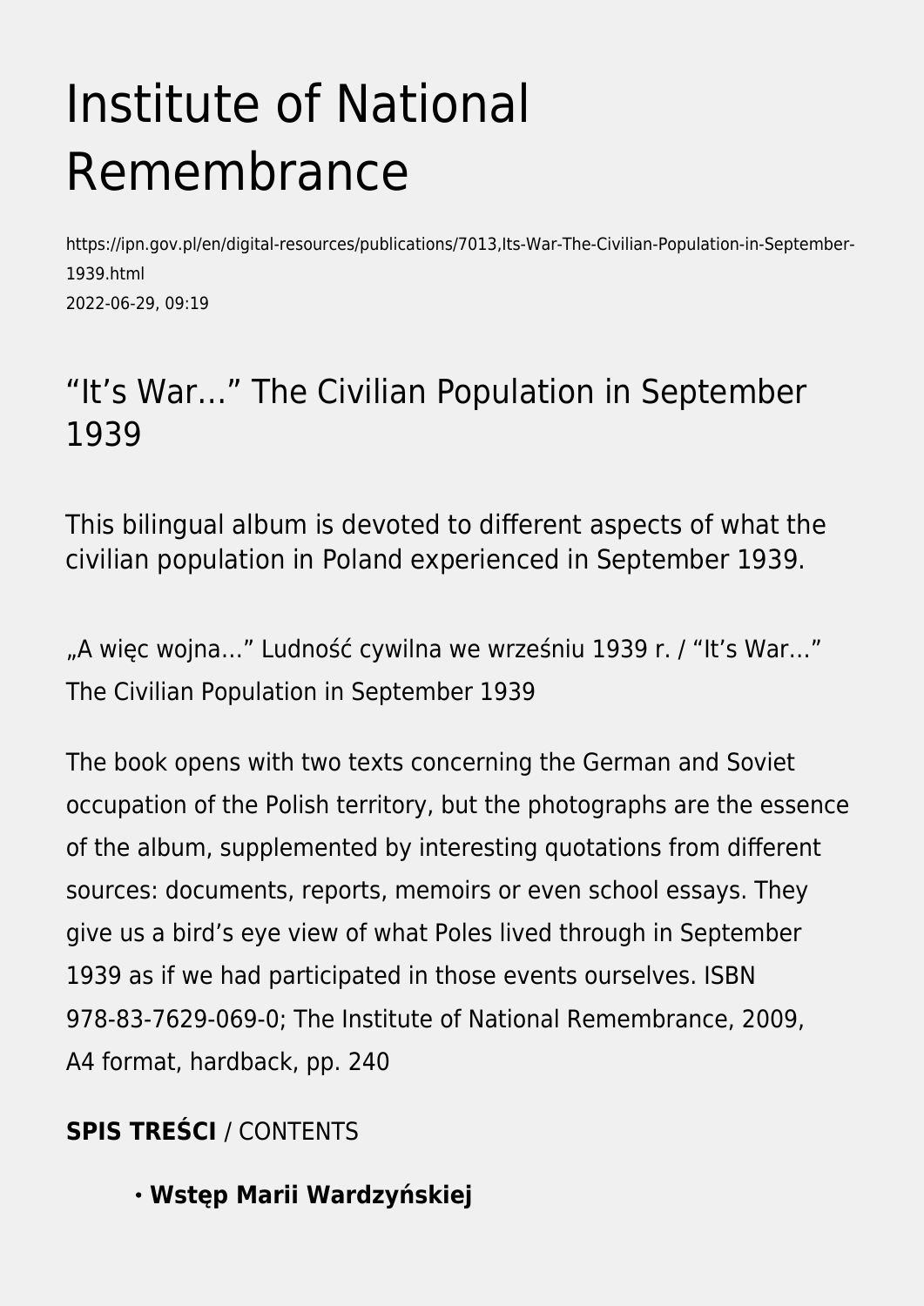# Institute of National Remembrance

https://ipn.gov.pl/en/digital-resources/publications/7013,Its-War-The-Civilian-Population-in-September-1939.html
2022-06-29, 09:19

## “It’s War…” The Civilian Population in September 1939

This bilingual album is devoted to different aspects of what the civilian population in Poland experienced in September 1939.

„A więc wojna…” Ludność cywilna we wrześniu 1939 r. / “It’s War…” The Civilian Population in September 1939

The book opens with two texts concerning the German and Soviet occupation of the Polish territory, but the photographs are the essence of the album, supplemented by interesting quotations from different sources: documents, reports, memoirs or even school essays. They give us a bird’s eye view of what Poles lived through in September 1939 as if we had participated in those events ourselves. ISBN 978-83-7629-069-0; The Institute of National Remembrance, 2009, A4 format, hardback, pp. 240

**SPIS TREŚCI** / CONTENTS

- **Wstęp Marii Wardzyńskiej**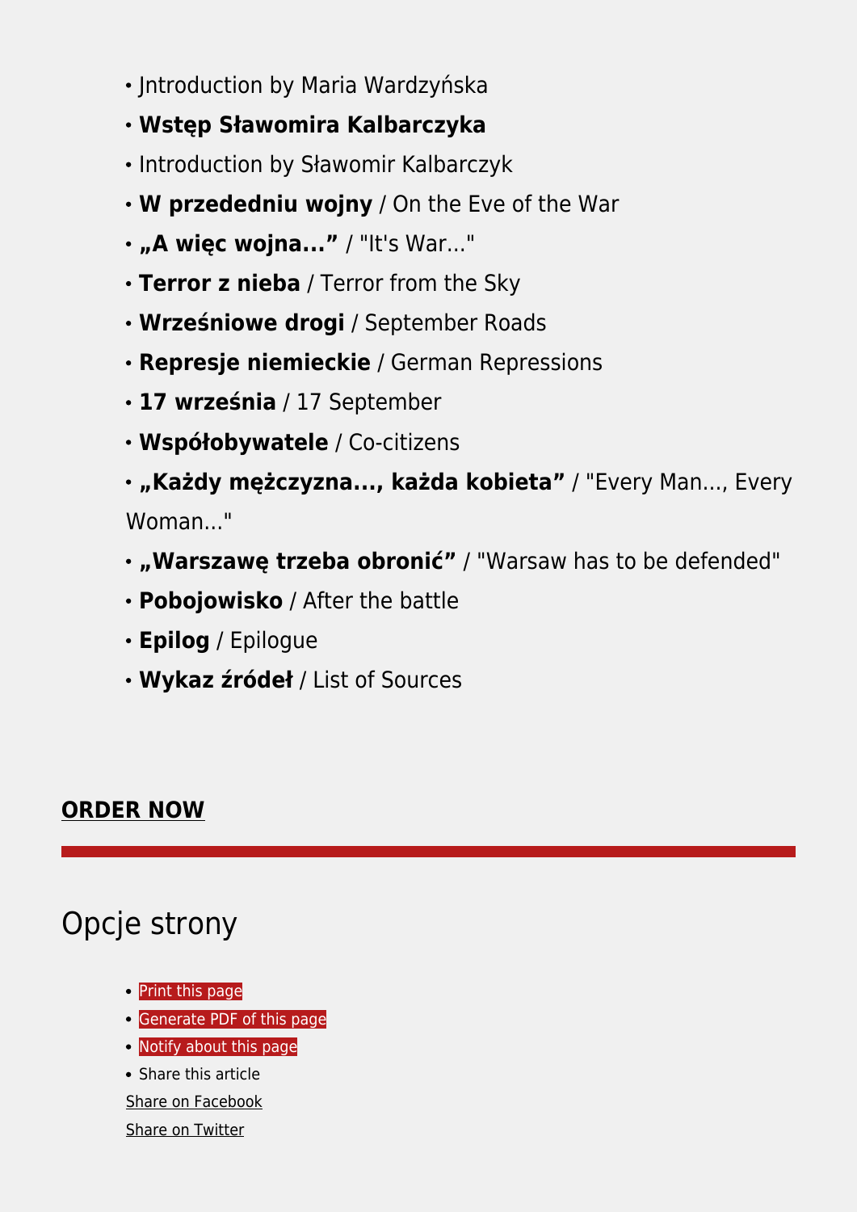- Jntroduction by Maria Wardzyńska
- **Wstęp Sławomira Kalbarczyka**
- Introduction by Sławomir Kalbarczyk
- **W przededniu wojny** / On the Eve of the War
- **„A więc wojna...”** / "It's War..."
- **Terror z nieba** / Terror from the Sky
- **Wrześniowe drogi** / September Roads
- **Represje niemieckie** / German Repressions
- **17 września** / 17 September
- **Współobywatele** / Co-citizens
- **„Każdy mężczyzna..., każda kobieta”** / "Every Man..., Every Woman..."
- **„Warszawę trzeba obronić”** / "Warsaw has to be defended"
- **Pobojowisko** / After the battle
- **Epilog** / Epilogue
- **Wykaz źródeł** / List of Sources

**ORDER NOW**

---

# Opcje strony

- Print this page
- Generate PDF of this page
- Notify about this page
- Share this article

Share on Facebook

Share on Twitter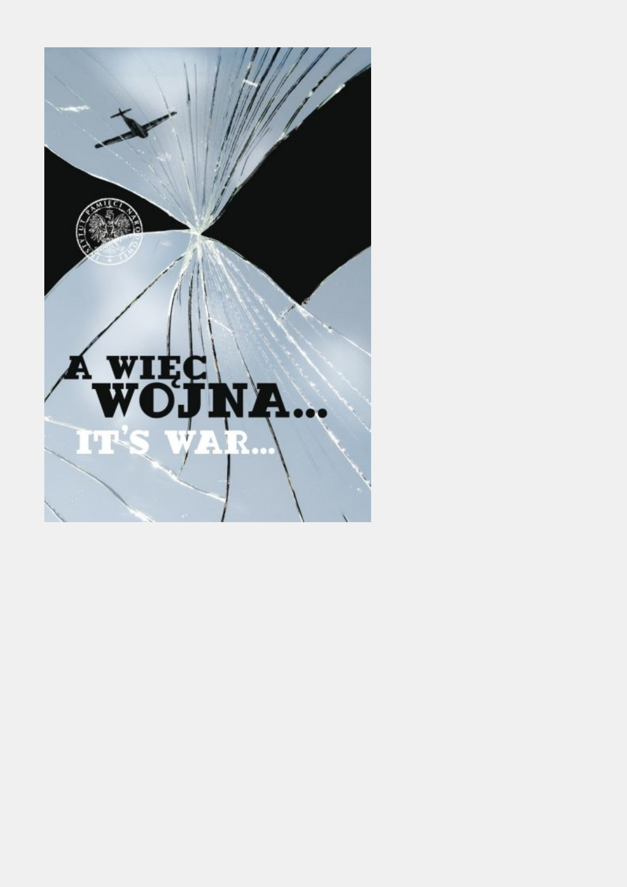# A WIĘC WOJNA...

# IT'S WAR...